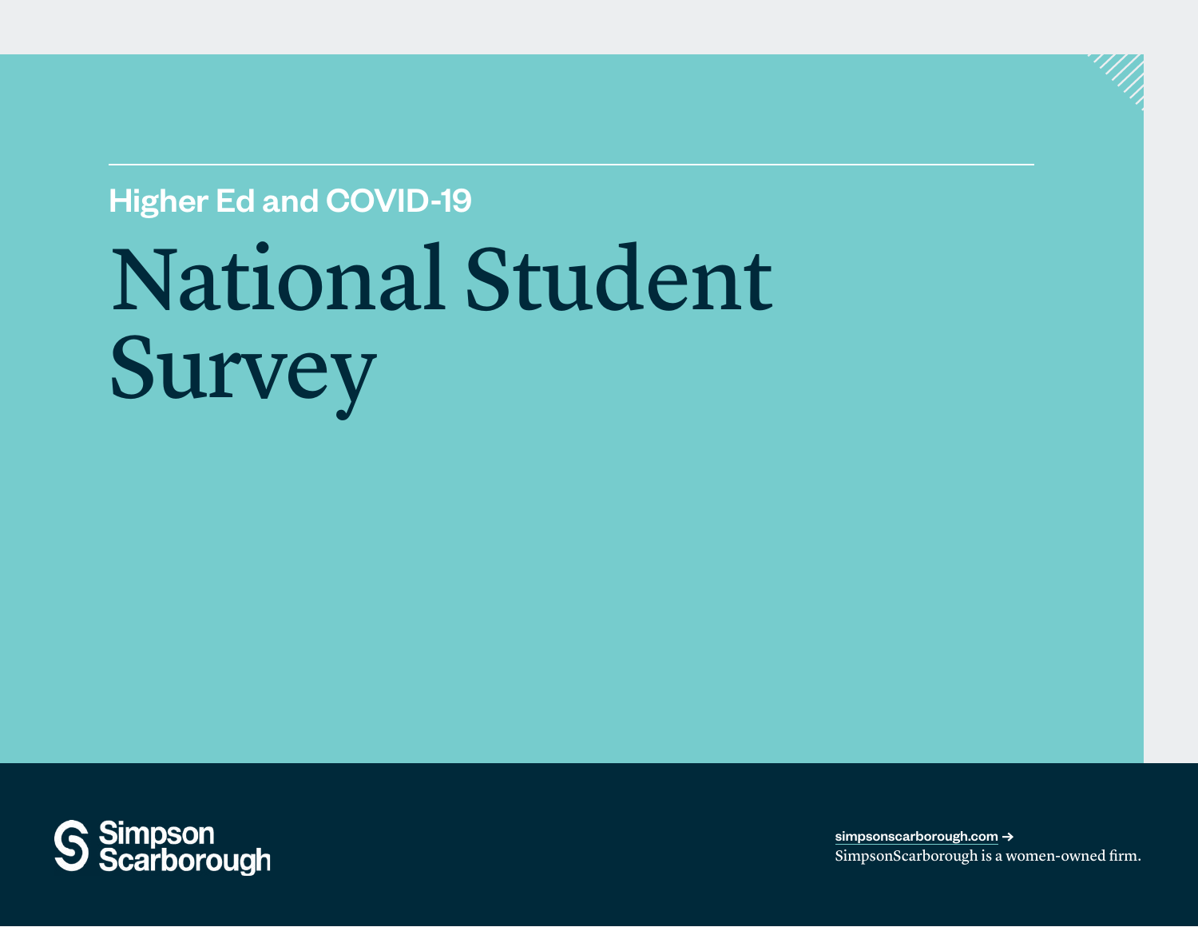Higher Ed and COVID-19

# National Student Survey

Simpson Scarborough

simpsonscarborough.com →
SimpsonScarborough is a women-owned firm.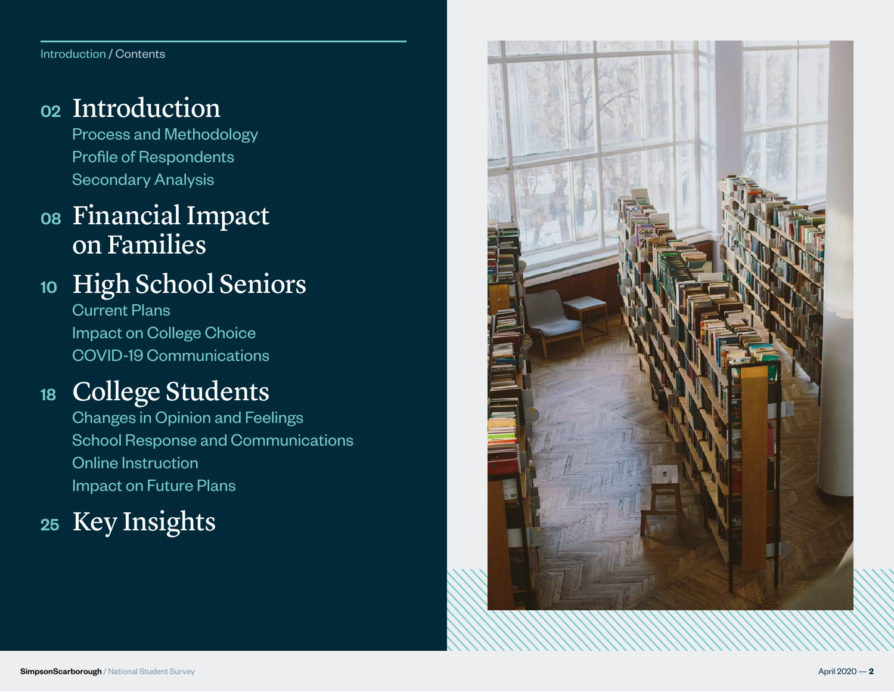Introduction / Contents

## 02 Introduction

- Process and Methodology
- Profile of Respondents
- Secondary Analysis

## 08 Financial Impact on Families

## 10 High School Seniors

- Current Plans
- Impact on College Choice
- COVID-19 Communications

## 18 College Students

- Changes in Opinion and Feelings
- School Response and Communications
- Online Instruction
- Impact on Future Plans

## 25 Key Insights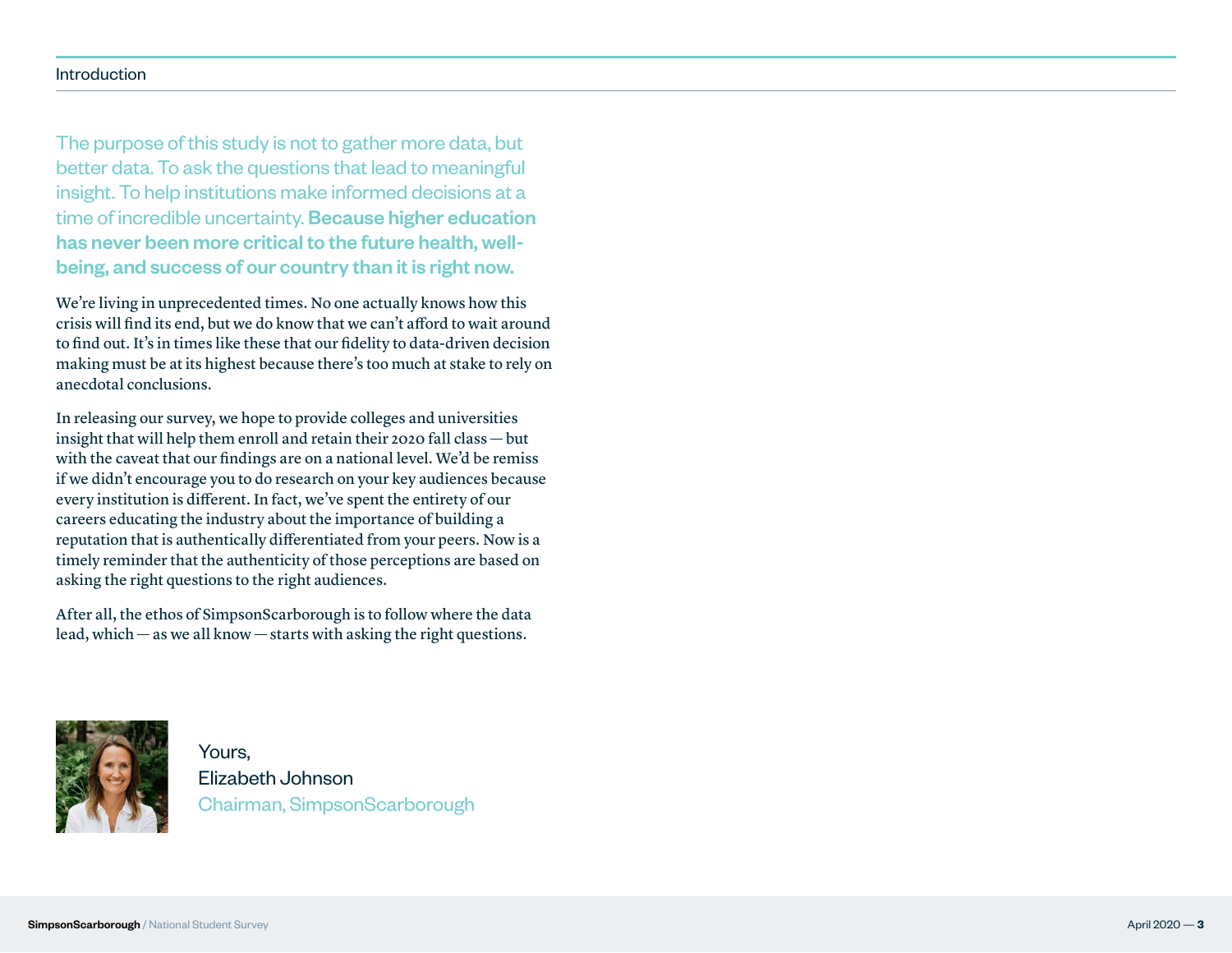## Introduction

The purpose of this study is not to gather more data, but better data. To ask the questions that lead to meaningful insight. To help institutions make informed decisions at a time of incredible uncertainty. **Because higher education has never been more critical to the future health, well-being, and success of our country than it is right now.**

We're living in unprecedented times. No one actually knows how this crisis will find its end, but we do know that we can't afford to wait around to find out. It's in times like these that our fidelity to data-driven decision making must be at its highest because there's too much at stake to rely on anecdotal conclusions.

In releasing our survey, we hope to provide colleges and universities insight that will help them enroll and retain their 2020 fall class — but with the caveat that our findings are on a national level. We'd be remiss if we didn't encourage you to do research on your key audiences because every institution is different. In fact, we've spent the entirety of our careers educating the industry about the importance of building a reputation that is authentically differentiated from your peers. Now is a timely reminder that the authenticity of those perceptions are based on asking the right questions to the right audiences.

After all, the ethos of SimpsonScarborough is to follow where the data lead, which — as we all know — starts with asking the right questions.

Yours,
Elizabeth Johnson
Chairman, SimpsonScarborough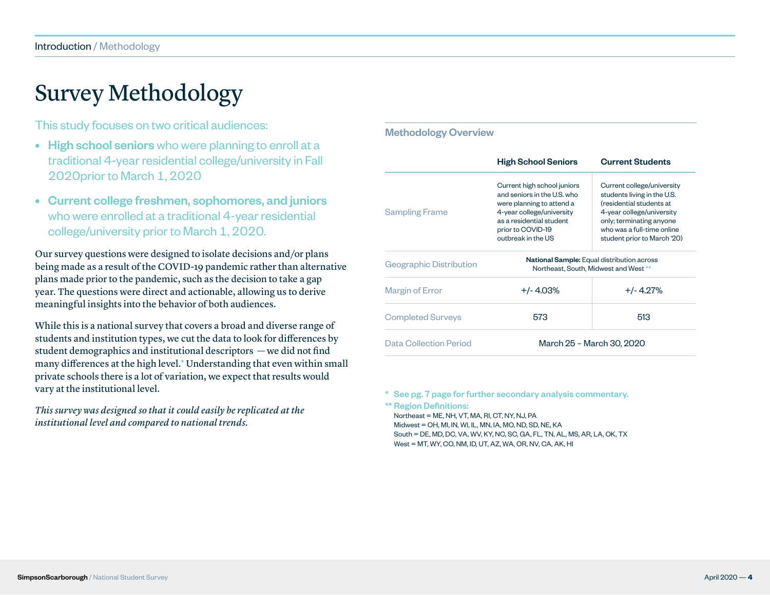# Survey Methodology

This study focuses on two critical audiences:

- **High school seniors** who were planning to enroll at a traditional 4-year residential college/university in Fall 2020prior to March 1, 2020
- **Current college freshmen, sophomores, and juniors** who were enrolled at a traditional 4-year residential college/university prior to March 1, 2020.

Our survey questions were designed to isolate decisions and/or plans being made as a result of the COVID-19 pandemic rather than alternative plans made prior to the pandemic, such as the decision to take a gap year. The questions were direct and actionable, allowing us to derive meaningful insights into the behavior of both audiences.

While this is a national survey that covers a broad and diverse range of students and institution types, we cut the data to look for differences by student demographics and institutional descriptors — we did not find many differences at the high level.* Understanding that even within small private schools there is a lot of variation, we expect that results would vary at the institutional level.

*This survey was designed so that it could easily be replicated at the institutional level and compared to national trends.*

## Methodology Overview

| | High School Seniors | Current Students |
|---|---|---|
| Sampling Frame | Current high school juniors and seniors in the U.S. who were planning to attend a 4-year college/university as a residential student prior to COVID-19 outbreak in the US | Current college/university students living in the U.S. (residential students at 4-year college/university only; terminating anyone who was a full-time online student prior to March '20) |
| Geographic Distribution | **National Sample:** Equal distribution across Northeast, South, Midwest and West ** | |
| Margin of Error | +/- 4.03% | +/- 4.27% |
| Completed Surveys | 573 | 513 |
| Data Collection Period | March 25 – March 30, 2020 | |

\* See pg. 7 page for further secondary analysis commentary.

** Region Definitions:

Northeast = ME, NH, VT, MA, RI, CT, NY, NJ, PA
Midwest = OH, MI, IN, WI, IL, MN, IA, MO, ND, SD, NE, KA
South = DE, MD, DC, VA, WV, KY, NC, SC, GA, FL, TN, AL, MS, AR, LA, OK, TX
West = MT, WY, CO, NM, ID, UT, AZ, WA, OR, NV, CA, AK, HI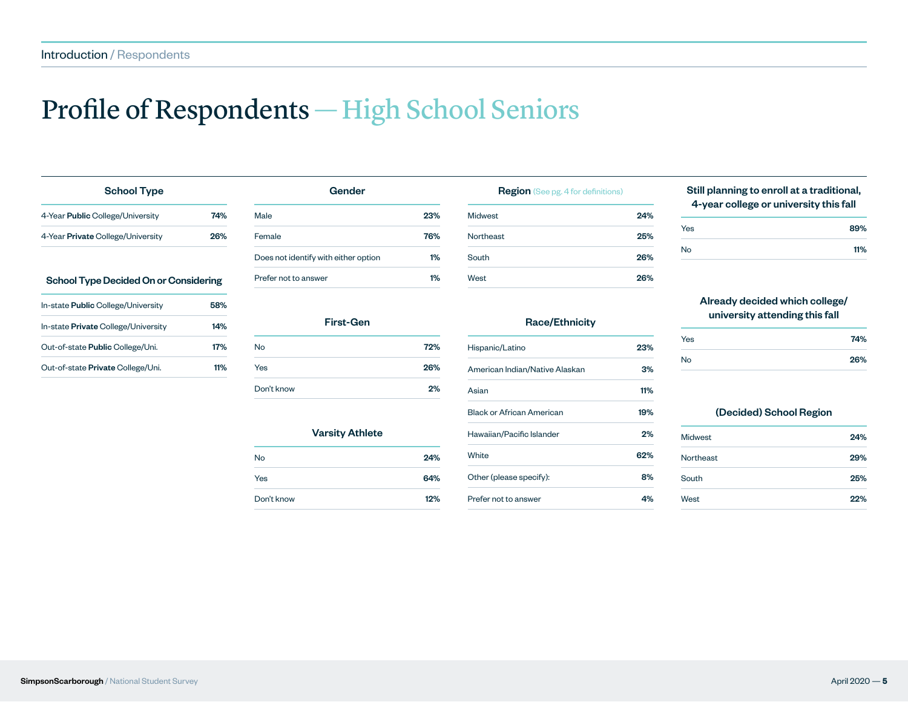# Profile of Respondents — High School Seniors

### School Type

| | |
|---|---|
| 4-Year **Public** College/University | 74% |
| 4-Year **Private** College/University | 26% |

### School Type Decided On or Considering

| | |
|---|---|
| In-state **Public** College/University | 58% |
| In-state **Private** College/University | 14% |
| Out-of-state **Public** College/Uni. | 17% |
| Out-of-state **Private** College/Uni. | 11% |

### Gender

| | |
|---|---|
| Male | 23% |
| Female | 76% |
| Does not identify with either option | 1% |
| Prefer not to answer | 1% |

### First-Gen

| | |
|---|---|
| No | 72% |
| Yes | 26% |
| Don't know | 2% |

### Varsity Athlete

| | |
|---|---|
| No | 24% |
| Yes | 64% |
| Don't know | 12% |

### Region (See pg. 4 for definitions)

| | |
|---|---|
| Midwest | 24% |
| Northeast | 25% |
| South | 26% |
| West | 26% |

### Race/Ethnicity

| | |
|---|---|
| Hispanic/Latino | 23% |
| American Indian/Native Alaskan | 3% |
| Asian | 11% |
| Black or African American | 19% |
| Hawaiian/Pacific Islander | 2% |
| White | 62% |
| Other (please specify): | 8% |
| Prefer not to answer | 4% |

### Still planning to enroll at a traditional, 4-year college or university this fall

| | |
|---|---|
| Yes | 89% |
| No | 11% |

### Already decided which college/ university attending this fall

| | |
|---|---|
| Yes | 74% |
| No | 26% |

### (Decided) School Region

| | |
|---|---|
| Midwest | 24% |
| Northeast | 29% |
| South | 25% |
| West | 22% |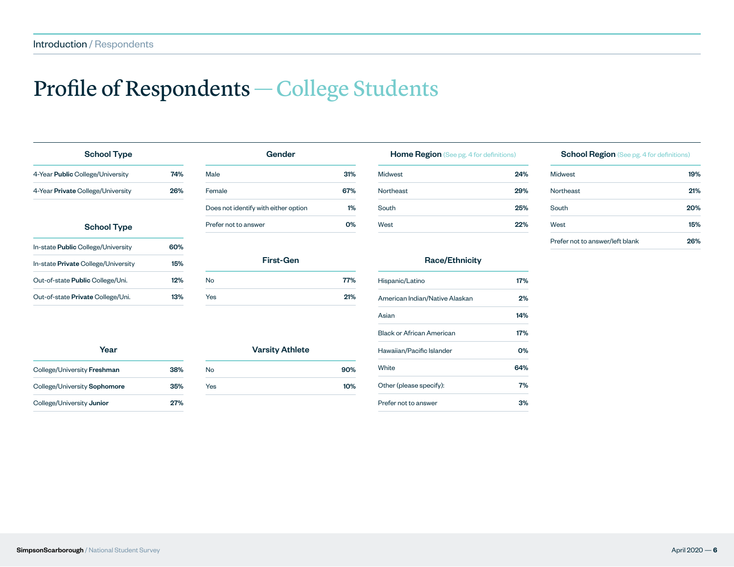# Profile of Respondents — College Students

### School Type

| | |
|---|---|
| 4-Year **Public** College/University | 74% |
| 4-Year **Private** College/University | 26% |

### School Type

| | |
|---|---|
| In-state **Public** College/University | 60% |
| In-state **Private** College/University | 15% |
| Out-of-state **Public** College/Uni. | 12% |
| Out-of-state **Private** College/Uni. | 13% |

### Year

| | |
|---|---|
| College/University **Freshman** | 38% |
| College/University **Sophomore** | 35% |
| College/University **Junior** | 27% |

### Gender

| | |
|---|---|
| Male | 31% |
| Female | 67% |
| Does not identify with either option | 1% |
| Prefer not to answer | 0% |

### First-Gen

| | |
|---|---|
| No | 77% |
| Yes | 21% |

### Varsity Athlete

| | |
|---|---|
| No | 90% |
| Yes | 10% |

### Home Region (See pg. 4 for definitions)

| | |
|---|---|
| Midwest | 24% |
| Northeast | 29% |
| South | 25% |
| West | 22% |

### Race/Ethnicity

| | |
|---|---|
| Hispanic/Latino | 17% |
| American Indian/Native Alaskan | 2% |
| Asian | 14% |
| Black or African American | 17% |
| Hawaiian/Pacific Islander | 0% |
| White | 64% |
| Other (please specify): | 7% |
| Prefer not to answer | 3% |

### School Region (See pg. 4 for definitions)

| | |
|---|---|
| Midwest | 19% |
| Northeast | 21% |
| South | 20% |
| West | 15% |
| Prefer not to answer/left blank | 26% |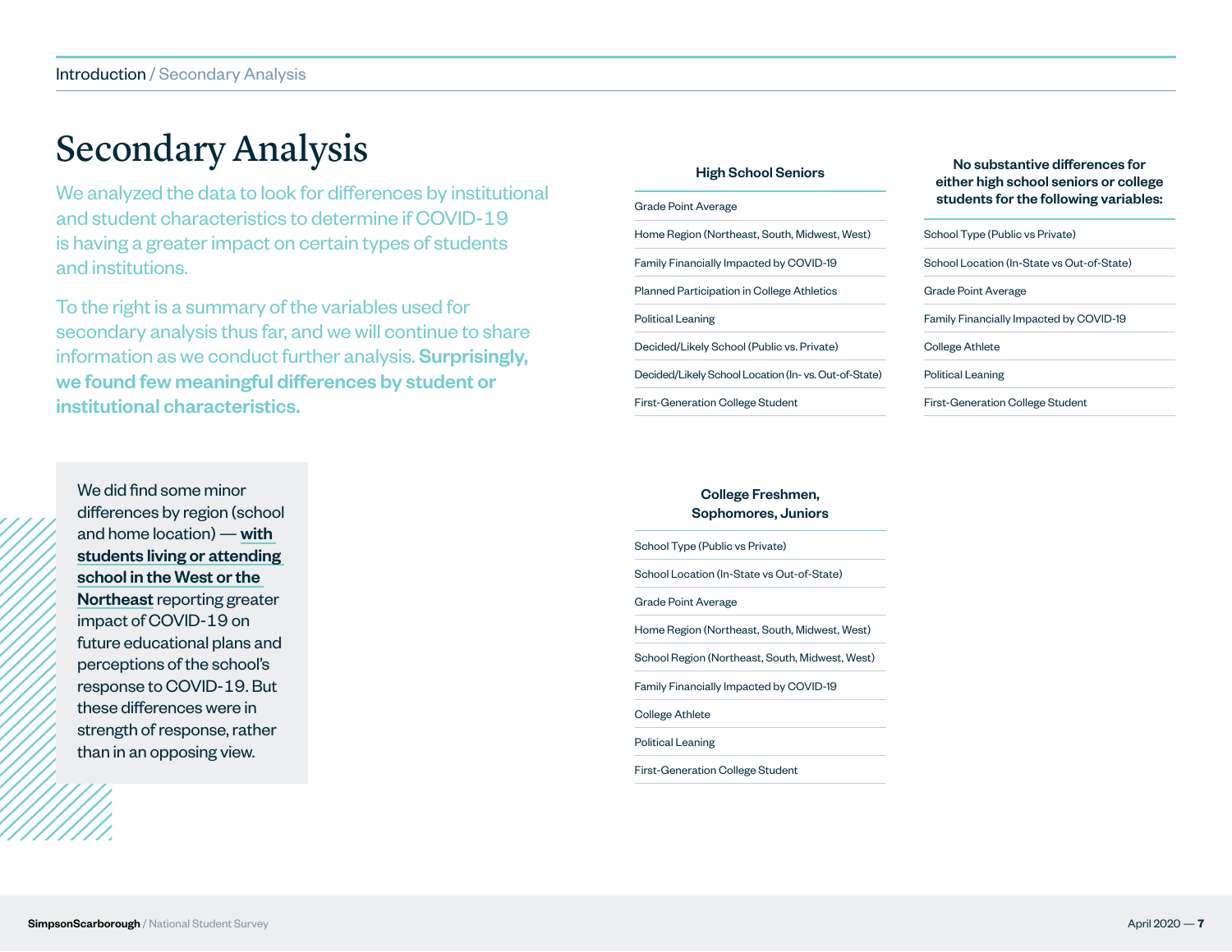# Secondary Analysis

We analyzed the data to look for differences by institutional and student characteristics to determine if COVID-19 is having a greater impact on certain types of students and institutions.

To the right is a summary of the variables used for secondary analysis thus far, and we will continue to share information as we conduct further analysis. **Surprisingly, we found few meaningful differences by student or institutional characteristics.**

We did find some minor differences by region (school and home location) — **with students living or attending school in the West or the Northeast** reporting greater impact of COVID-19 on future educational plans and perceptions of the school's response to COVID-19. But these differences were in strength of response, rather than in an opposing view.

| High School Seniors |
| --- |
| Grade Point Average |
| Home Region (Northeast, South, Midwest, West) |
| Family Financially Impacted by COVID-19 |
| Planned Participation in College Athletics |
| Political Leaning |
| Decided/Likely School (Public vs. Private) |
| Decided/Likely School Location (In- vs. Out-of-State) |
| First-Generation College Student |

| College Freshmen, Sophomores, Juniors |
| --- |
| School Type (Public vs Private) |
| School Location (In-State vs Out-of-State) |
| Grade Point Average |
| Home Region (Northeast, South, Midwest, West) |
| School Region (Northeast, South, Midwest, West) |
| Family Financially Impacted by COVID-19 |
| College Athlete |
| Political Leaning |
| First-Generation College Student |

| No substantive differences for either high school seniors or college students for the following variables: |
| --- |
| School Type (Public vs Private) |
| School Location (In-State vs Out-of-State) |
| Grade Point Average |
| Family Financially Impacted by COVID-19 |
| College Athlete |
| Political Leaning |
| First-Generation College Student |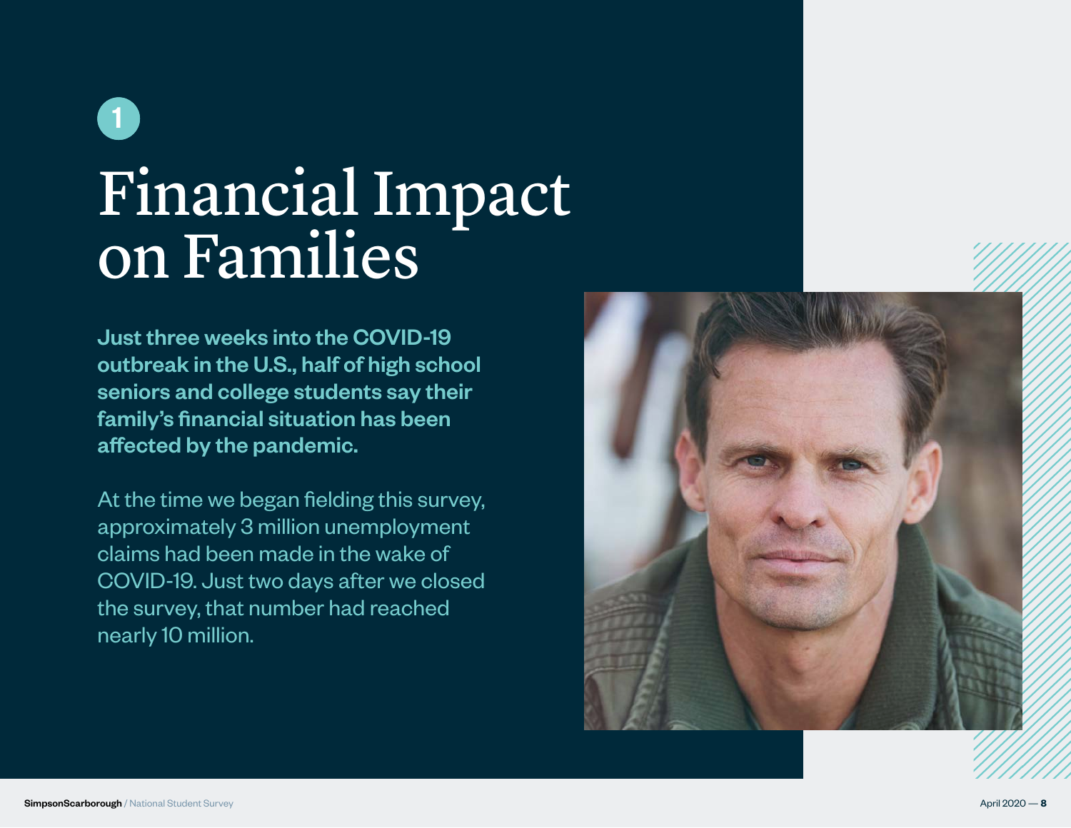1

# Financial Impact on Families

**Just three weeks into the COVID-19 outbreak in the U.S., half of high school seniors and college students say their family's financial situation has been affected by the pandemic.**

At the time we began fielding this survey, approximately 3 million unemployment claims had been made in the wake of COVID-19. Just two days after we closed the survey, that number had reached nearly 10 million.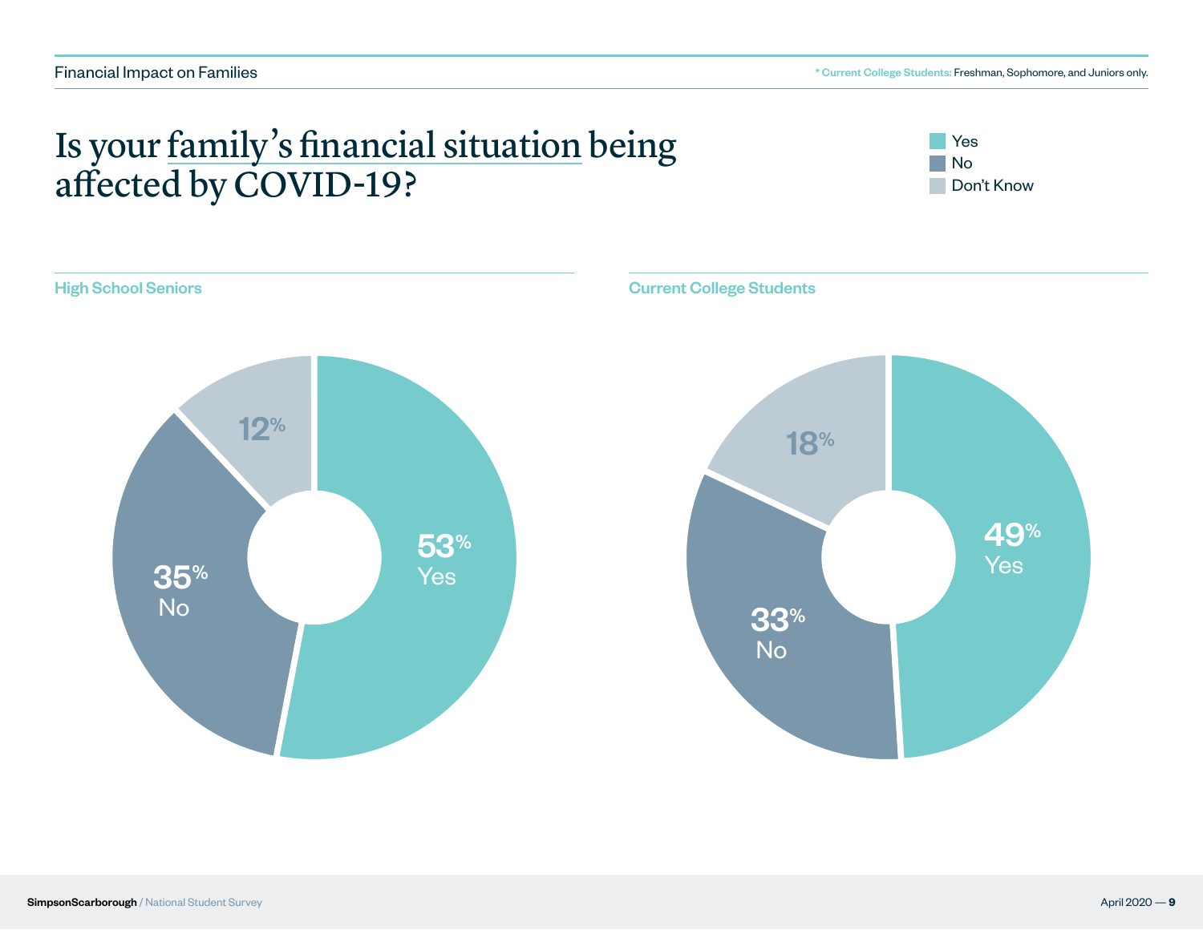Financial Impact on Families

\* Current College Students: Freshman, Sophomore, and Juniors only.

# Is your family's financial situation being affected by COVID-19?

Yes | No | Don't Know

### High School Seniors

| Response | Percentage |
| --- | --- |
| Yes | 53% |
| No | 35% |
| Don't Know | 12% |

### Current College Students

| Response | Percentage |
| --- | --- |
| Yes | 49% |
| No | 33% |
| Don't Know | 18% |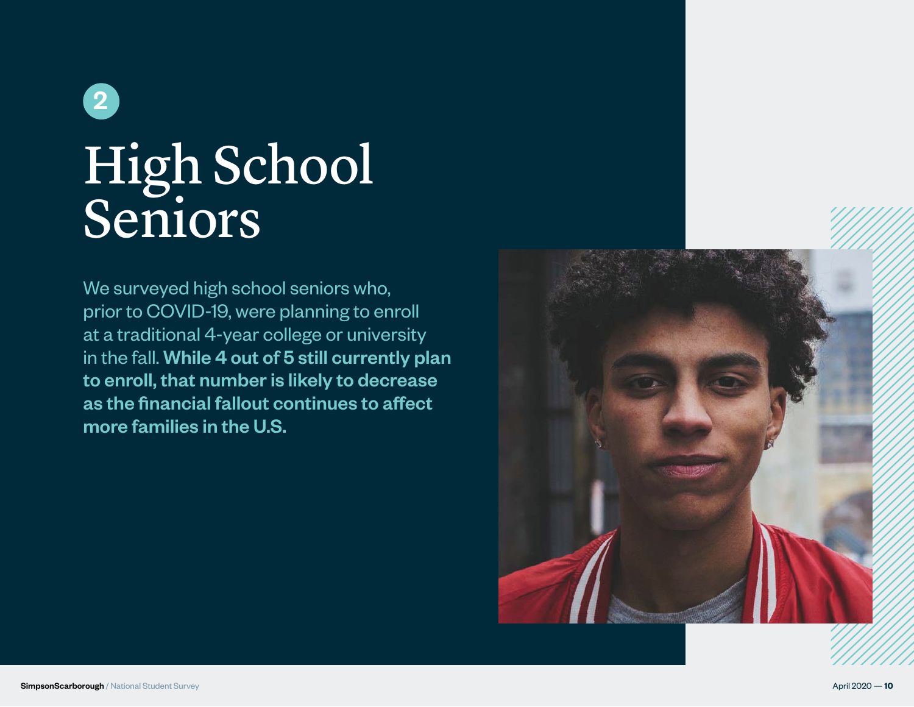2

# High School Seniors

We surveyed high school seniors who, prior to COVID-19, were planning to enroll at a traditional 4-year college or university in the fall. **While 4 out of 5 still currently plan to enroll, that number is likely to decrease as the financial fallout continues to affect more families in the U.S.**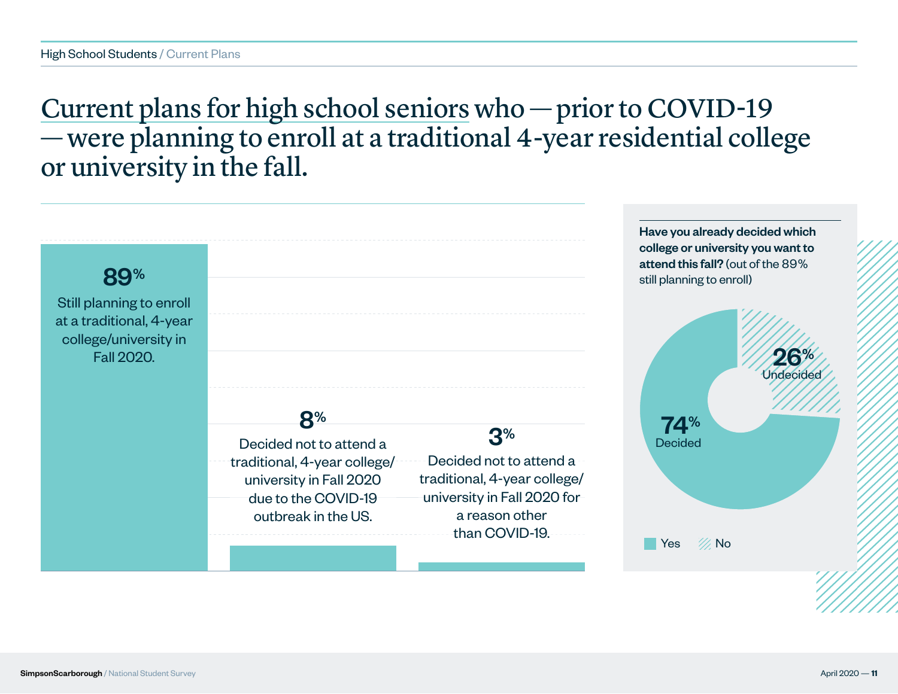High School Students / Current Plans

# Current plans for high school seniors who — prior to COVID-19 — were planning to enroll at a traditional 4-year residential college or university in the fall.

**89%**
Still planning to enroll at a traditional, 4-year college/university in Fall 2020.

**8%**
Decided not to attend a traditional, 4-year college/ university in Fall 2020 due to the COVID-19 outbreak in the US.

**3%**
Decided not to attend a traditional, 4-year college/ university in Fall 2020 for a reason other than COVID-19.

**Have you already decided which college or university you want to attend this fall?** (out of the 89% still planning to enroll)

**74%** Decided

**26%** Undecided

Yes / No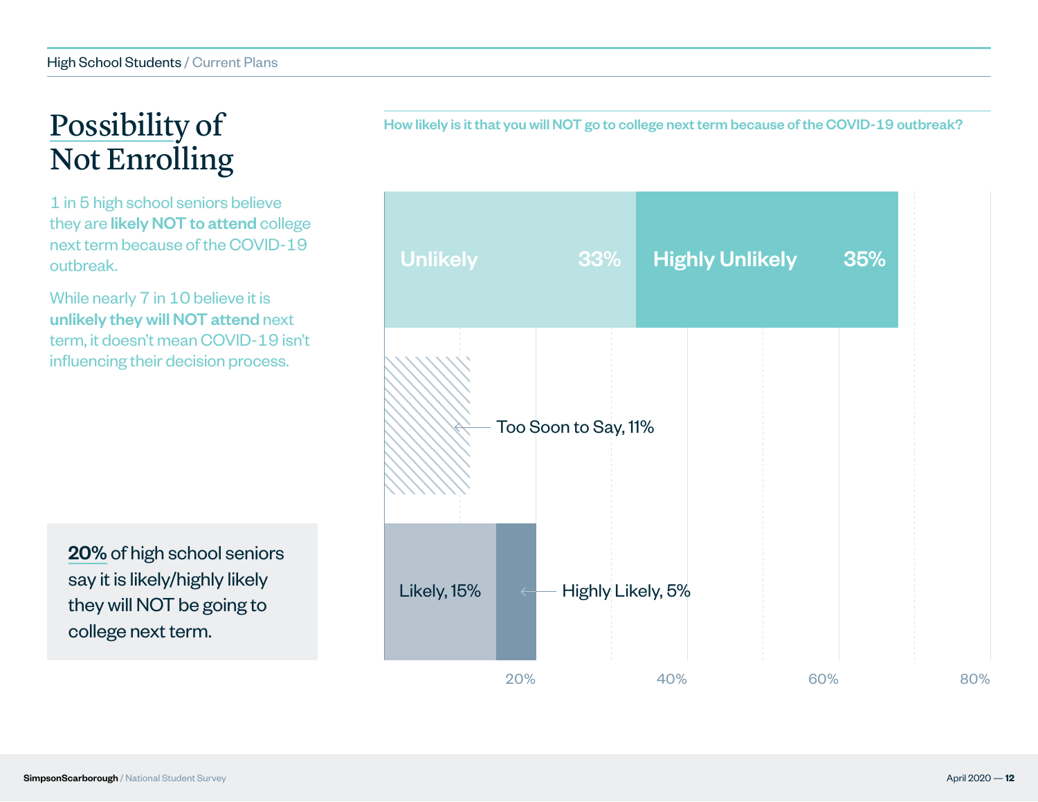# Possibility of Not Enrolling

1 in 5 high school seniors believe they are **likely NOT to attend** college next term because of the COVID-19 outbreak.

While nearly 7 in 10 believe it is **unlikely they will NOT attend** next term, it doesn't mean COVID-19 isn't influencing their decision process.

**20%** of high school seniors say it is likely/highly likely they will NOT be going to college next term.

**How likely is it that you will NOT go to college next term because of the COVID-19 outbreak?**

| Response | Percentage |
| --- | --- |
| Unlikely | 33% |
| Highly Unlikely | 35% |
| Too Soon to Say | 11% |
| Likely | 15% |
| Highly Likely | 5% |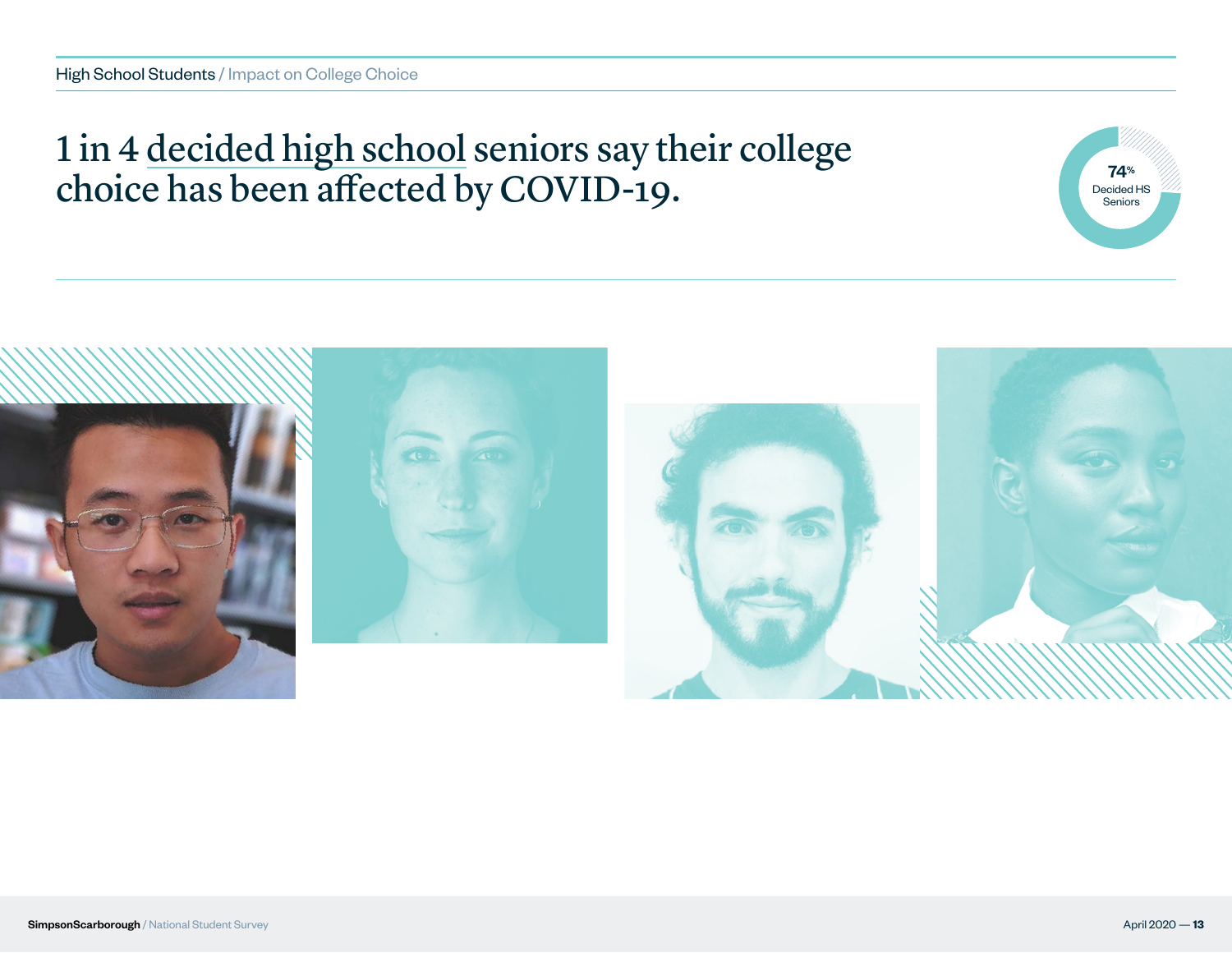High School Students / Impact on College Choice

# 1 in 4 decided high school seniors say their college choice has been affected by COVID-19.

74% Decided HS Seniors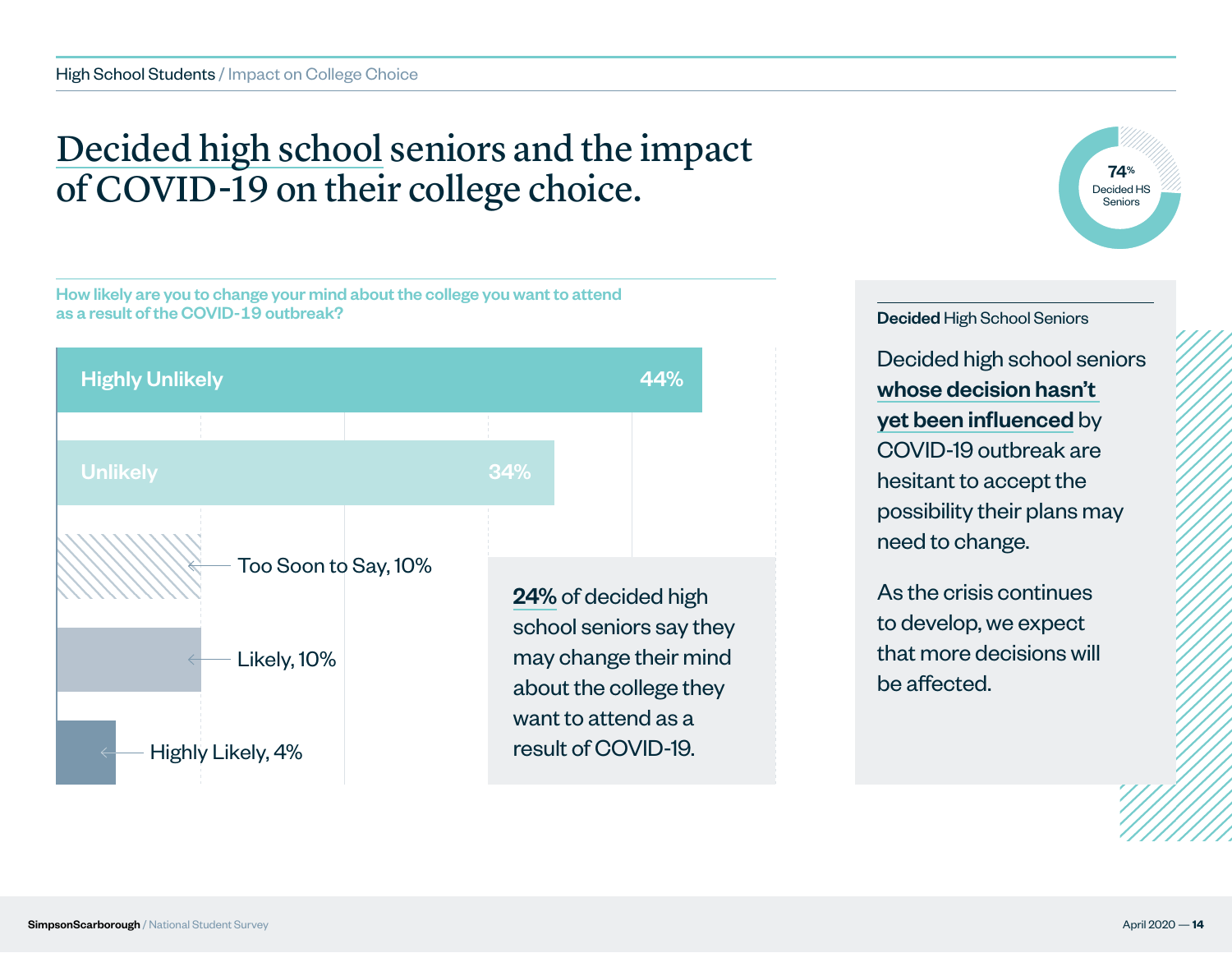High School Students / Impact on College Choice

# Decided high school seniors and the impact of COVID-19 on their college choice.

74% Decided HS Seniors

**How likely are you to change your mind about the college you want to attend as a result of the COVID-19 outbreak?**

| Response | Percentage |
|---|---|
| Highly Unlikely | 44% |
| Unlikely | 34% |
| Too Soon to Say | 10% |
| Likely | 10% |
| Highly Likely | 4% |

**24%** of decided high school seniors say they may change their mind about the college they want to attend as a result of COVID-19.

**Decided** High School Seniors

Decided high school seniors **whose decision hasn't yet been influenced** by COVID-19 outbreak are hesitant to accept the possibility their plans may need to change.

As the crisis continues to develop, we expect that more decisions will be affected.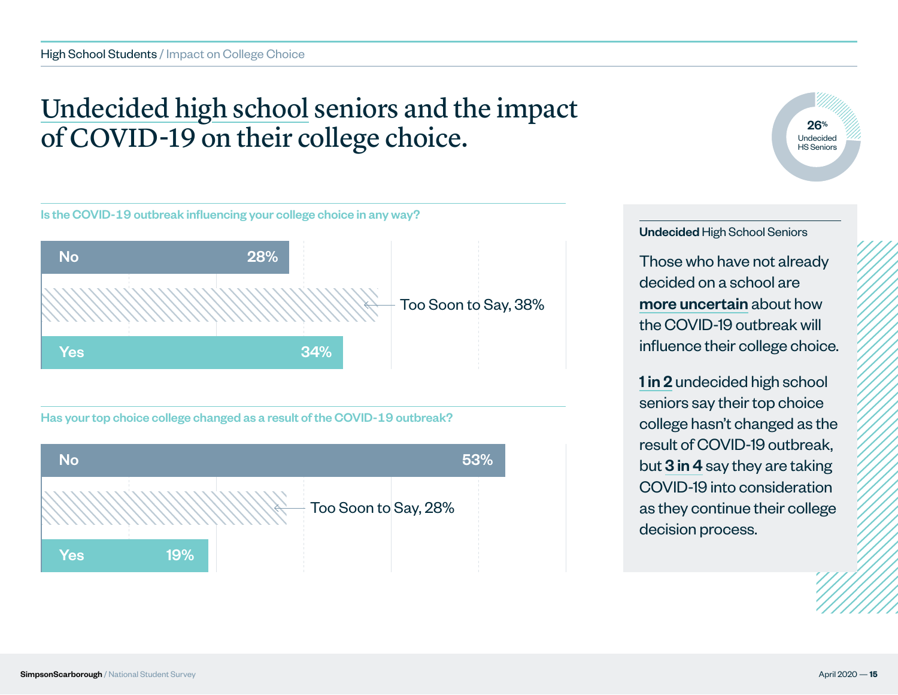High School Students / Impact on College Choice

# Undecided high school seniors and the impact of COVID-19 on their college choice.

26% Undecided HS Seniors

**Is the COVID-19 outbreak influencing your college choice in any way?**

| Response | Percentage |
|---|---|
| No | 28% |
| Too Soon to Say | 38% |
| Yes | 34% |

**Has your top choice college changed as a result of the COVID-19 outbreak?**

| Response | Percentage |
|---|---|
| No | 53% |
| Too Soon to Say | 28% |
| Yes | 19% |

**Undecided** High School Seniors

Those who have not already decided on a school are **more uncertain** about how the COVID-19 outbreak will influence their college choice.

**1 in 2** undecided high school seniors say their top choice college hasn't changed as the result of COVID-19 outbreak, but **3 in 4** say they are taking COVID-19 into consideration as they continue their college decision process.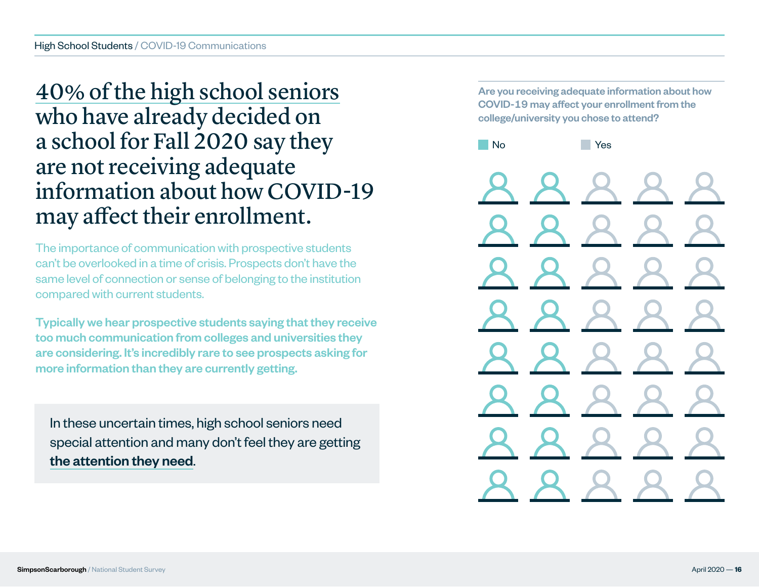# 40% of the high school seniors who have already decided on a school for Fall 2020 say they are not receiving adequate information about how COVID-19 may affect their enrollment.

The importance of communication with prospective students can't be overlooked in a time of crisis. Prospects don't have the same level of connection or sense of belonging to the institution compared with current students.

**Typically we hear prospective students saying that they receive too much communication from colleges and universities they are considering. It's incredibly rare to see prospects asking for more information than they are currently getting.**

> In these uncertain times, high school seniors need special attention and many don't feel they are getting **the attention they need**.

**Are you receiving adequate information about how COVID-19 may affect your enrollment from the college/university you chose to attend?**

No | Yes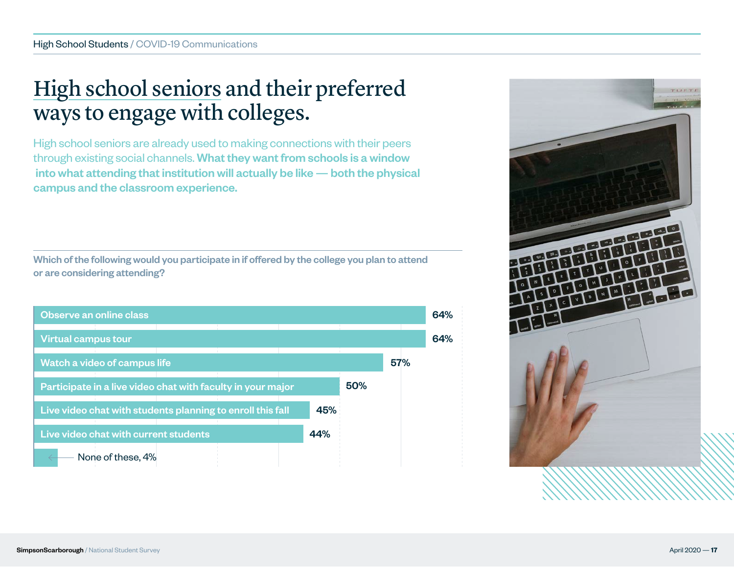# High school seniors and their preferred ways to engage with colleges.

High school seniors are already used to making connections with their peers through existing social channels. **What they want from schools is a window into what attending that institution will actually be like — both the physical campus and the classroom experience.**

**Which of the following would you participate in if offered by the college you plan to attend or are considering attending?**

| Option | Percentage |
| --- | --- |
| Observe an online class | 64% |
| Virtual campus tour | 64% |
| Watch a video of campus life | 57% |
| Participate in a live video chat with faculty in your major | 50% |
| Live video chat with students planning to enroll this fall | 45% |
| Live video chat with current students | 44% |
| None of these | 4% |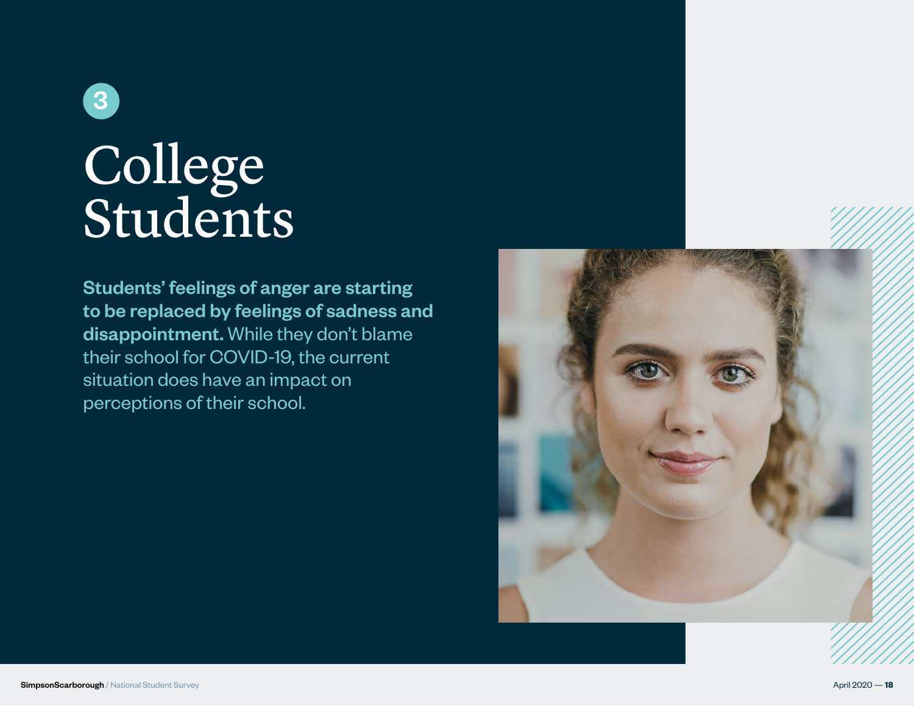3

# College Students

**Students' feelings of anger are starting to be replaced by feelings of sadness and disappointment.** While they don't blame their school for COVID-19, the current situation does have an impact on perceptions of their school.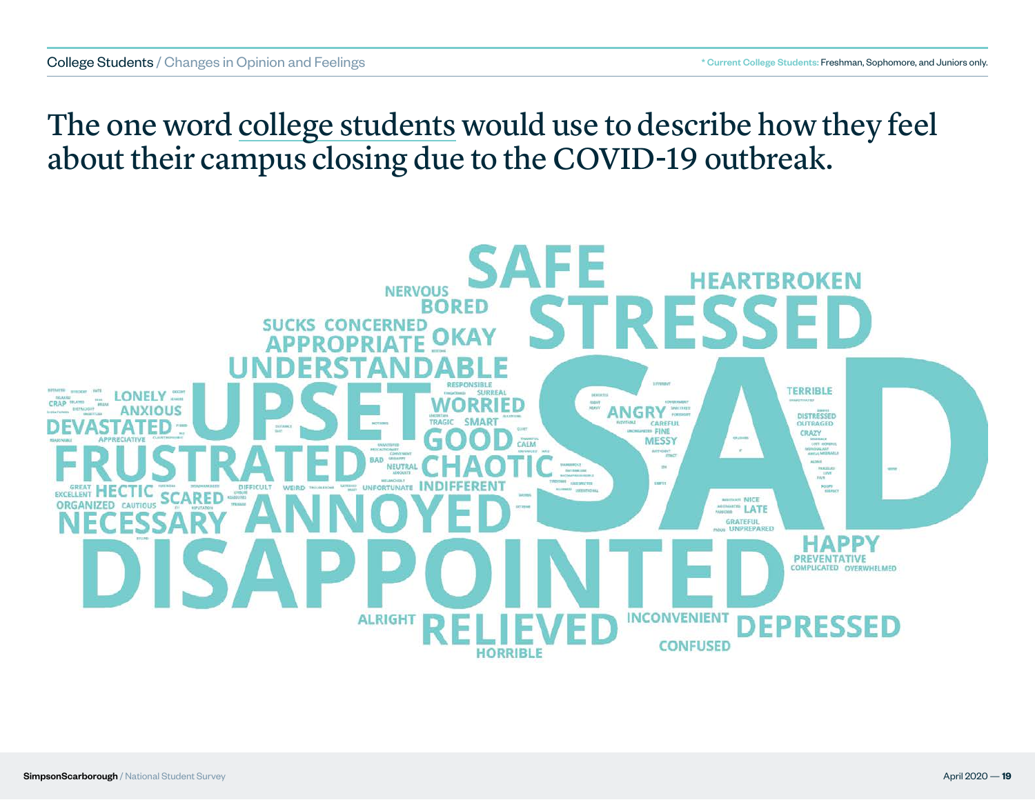# The one word college students would use to describe how they feel about their campus closing due to the COVID-19 outbreak.

SAFE HEARTBROKEN NERVOUS BORED STRESSED SUCKS CONCERNED APPROPRIATE OKAY UNDERSTANDABLE RESPONSIBLE SURREAL LONELY ANXIOUS DEVASTATED UPSET WORRIED TRAGIC SMART GOOD CALM ANGRY CAREFUL FINE MESSY SAD TERRIBLE DISTRESSED OUTRAGED CRAZY APPRECIATIVE FRUSTRATED BAD NEUTRAL CHAOTIC CRAP GREAT EXCELLENT HECTIC SCARED DIFFICULT WEIRD UNFORTUNATE INDIFFERENT ORGANIZED CAUTIOUS NECESSARY ANNOYED NICE LATE GRATEFUL UNPREPARED HAPPY PREVENTATIVE COMPLICATED OVERWHELMED DISAPPOINTED ALRIGHT RELIEVED INCONVENIENT DEPRESSED HORRIBLE CONFUSED

\* Current College Students: Freshman, Sophomore, and Juniors only.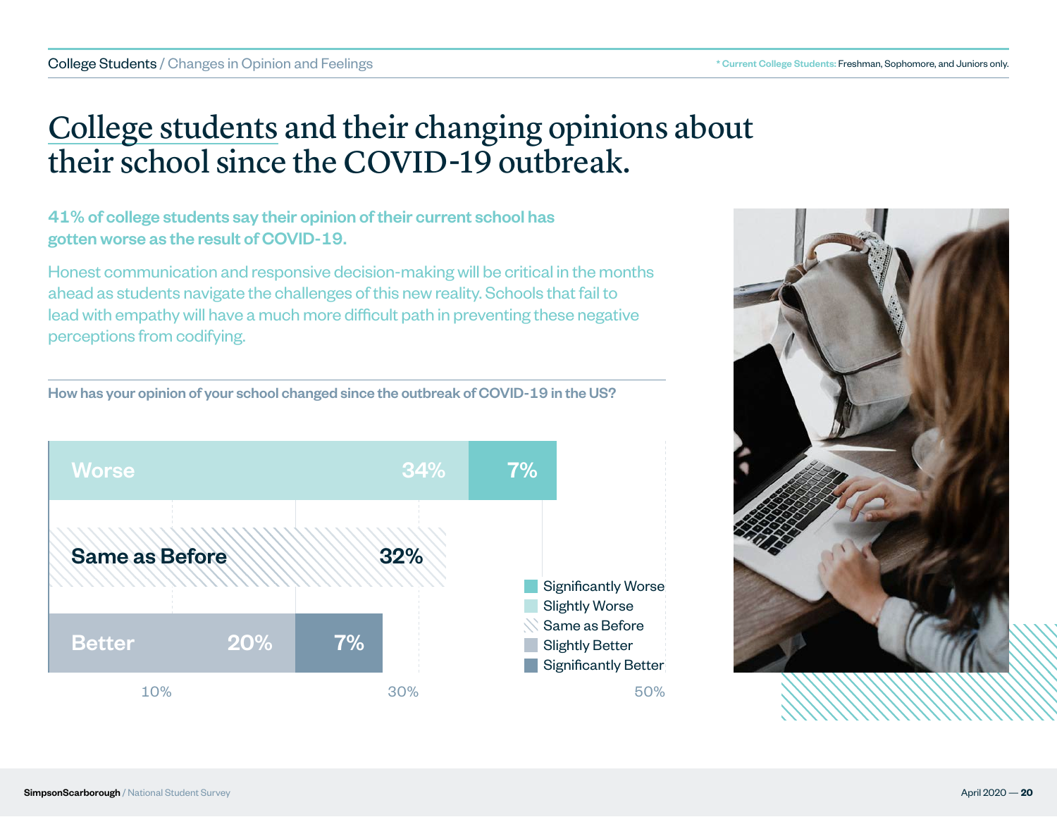* Current College Students: Freshman, Sophomore, and Juniors only.

# College students and their changing opinions about their school since the COVID-19 outbreak.

**41% of college students say their opinion of their current school has gotten worse as the result of COVID-19.**

Honest communication and responsive decision-making will be critical in the months ahead as students navigate the challenges of this new reality. Schools that fail to lead with empathy will have a much more difficult path in preventing these negative perceptions from codifying.

**How has your opinion of your school changed since the outbreak of COVID-19 in the US?**

| | Slightly | Significantly |
|---|---|---|
| Worse | 34% | 7% |
| Same as Before | 32% | |
| Better | 20% | 7% |

Legend: Significantly Worse, Slightly Worse, Same as Before, Slightly Better, Significantly Better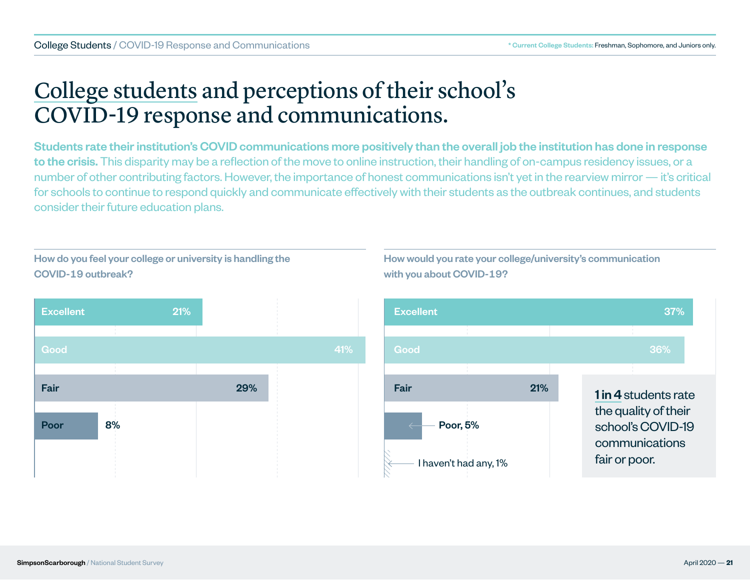# College students and perceptions of their school's COVID-19 response and communications.

**Students rate their institution's COVID communications more positively than the overall job the institution has done in response to the crisis.** This disparity may be a reflection of the move to online instruction, their handling of on-campus residency issues, or a number of other contributing factors. However, the importance of honest communications isn't yet in the rearview mirror — it's critical for schools to continue to respond quickly and communicate effectively with their students as the outbreak continues, and students consider their future education plans.

\* Current College Students: Freshman, Sophomore, and Juniors only.

**How do you feel your college or university is handling the COVID-19 outbreak?**

| Rating | % |
|---|---|
| Excellent | 21% |
| Good | 41% |
| Fair | 29% |
| Poor | 8% |

**How would you rate your college/university's communication with you about COVID-19?**

| Rating | % |
|---|---|
| Excellent | 37% |
| Good | 36% |
| Fair | 21% |
| Poor | 5% |
| I haven't had any | 1% |

**1 in 4** students rate the quality of their school's COVID-19 communications fair or poor.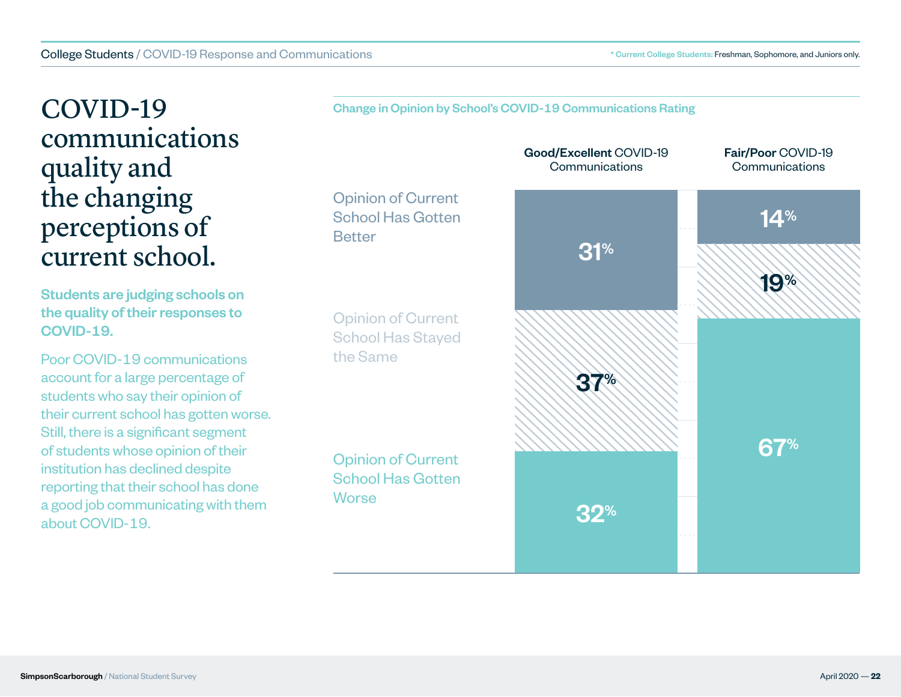# COVID-19 communications quality and the changing perceptions of current school.

**Students are judging schools on the quality of their responses to COVID-19.**

Poor COVID-19 communications account for a large percentage of students who say their opinion of their current school has gotten worse. Still, there is a significant segment of students whose opinion of their institution has declined despite reporting that their school has done a good job communicating with them about COVID-19.

**Change in Opinion by School's COVID-19 Communications Rating**

| | **Good/Excellent** COVID-19 Communications | **Fair/Poor** COVID-19 Communications |
|---|---|---|
| Opinion of Current School Has Gotten Better | 31% | 14% |
| Opinion of Current School Has Stayed the Same | 37% | 19% |
| Opinion of Current School Has Gotten Worse | 32% | 67% |

* Current College Students: Freshman, Sophomore, and Juniors only.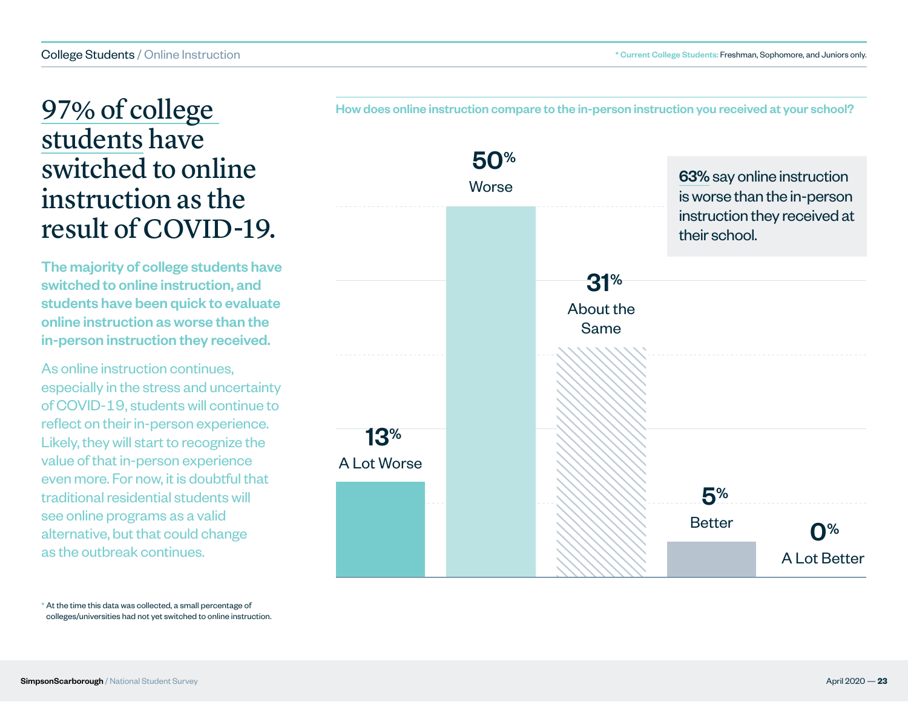# 97% of college students have switched to online instruction as the result of COVID-19.

**The majority of college students have switched to online instruction, and students have been quick to evaluate online instruction as worse than the in-person instruction they received.**

As online instruction continues, especially in the stress and uncertainty of COVID-19, students will continue to reflect on their in-person experience. Likely, they will start to recognize the value of that in-person experience even more. For now, it is doubtful that traditional residential students will see online programs as a valid alternative, but that could change as the outbreak continues.

\* At the time this data was collected, a small percentage of colleges/universities had not yet switched to online instruction.

\* Current College Students: Freshman, Sophomore, and Juniors only.

**How does online instruction compare to the in-person instruction you received at your school?**

| Response | Percentage |
|---|---|
| A Lot Worse | 13% |
| Worse | 50% |
| About the Same | 31% |
| Better | 5% |
| A Lot Better | 0% |

63% say online instruction is worse than the in-person instruction they received at their school.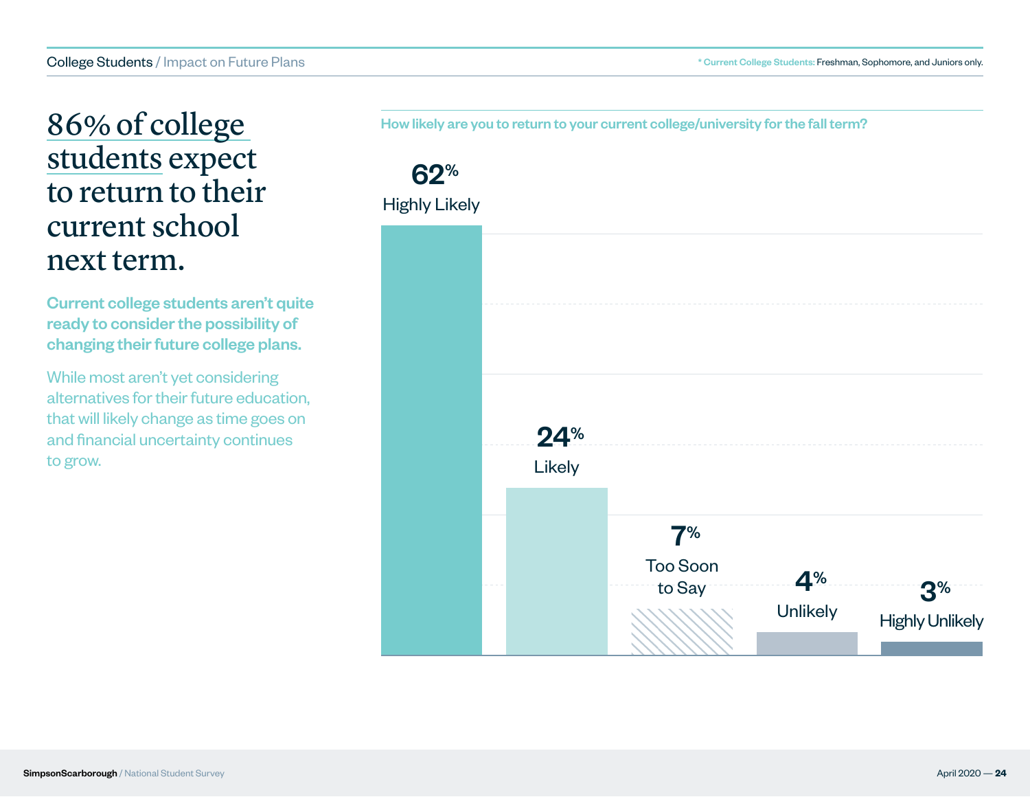College Students / Impact on Future Plans

* Current College Students: Freshman, Sophomore, and Juniors only.

# 86% of college students expect to return to their current school next term.

**Current college students aren't quite ready to consider the possibility of changing their future college plans.**

While most aren't yet considering alternatives for their future education, that will likely change as time goes on and financial uncertainty continues to grow.

**How likely are you to return to your current college/university for the fall term?**

| Response | Percentage |
|---|---|
| Highly Likely | 62% |
| Likely | 24% |
| Too Soon to Say | 7% |
| Unlikely | 4% |
| Highly Unlikely | 3% |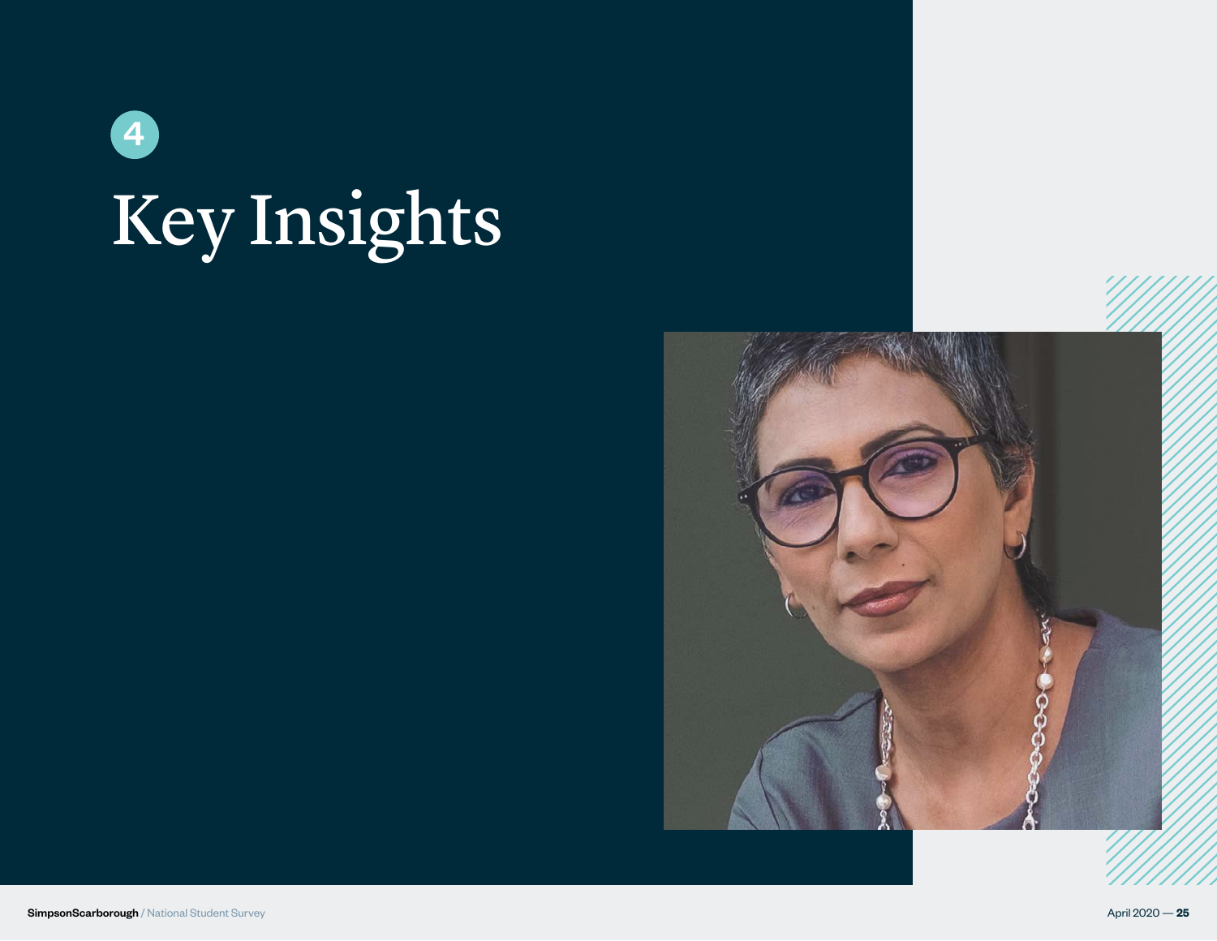4

# Key Insights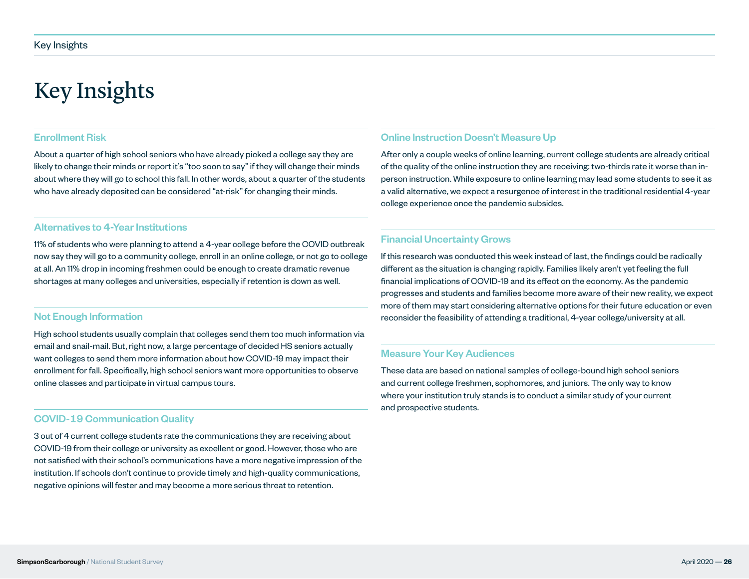# Key Insights

### Enrollment Risk

About a quarter of high school seniors who have already picked a college say they are likely to change their minds or report it's "too soon to say" if they will change their minds about where they will go to school this fall. In other words, about a quarter of the students who have already deposited can be considered "at-risk" for changing their minds.

### Alternatives to 4-Year Institutions

11% of students who were planning to attend a 4-year college before the COVID outbreak now say they will go to a community college, enroll in an online college, or not go to college at all. An 11% drop in incoming freshmen could be enough to create dramatic revenue shortages at many colleges and universities, especially if retention is down as well.

### Not Enough Information

High school students usually complain that colleges send them too much information via email and snail-mail. But, right now, a large percentage of decided HS seniors actually want colleges to send them more information about how COVID-19 may impact their enrollment for fall. Specifically, high school seniors want more opportunities to observe online classes and participate in virtual campus tours.

### COVID-19 Communication Quality

3 out of 4 current college students rate the communications they are receiving about COVID-19 from their college or university as excellent or good. However, those who are not satisfied with their school's communications have a more negative impression of the institution. If schools don't continue to provide timely and high-quality communications, negative opinions will fester and may become a more serious threat to retention.

### Online Instruction Doesn't Measure Up

After only a couple weeks of online learning, current college students are already critical of the quality of the online instruction they are receiving; two-thirds rate it worse than in-person instruction. While exposure to online learning may lead some students to see it as a valid alternative, we expect a resurgence of interest in the traditional residential 4-year college experience once the pandemic subsides.

### Financial Uncertainty Grows

If this research was conducted this week instead of last, the findings could be radically different as the situation is changing rapidly. Families likely aren't yet feeling the full financial implications of COVID-19 and its effect on the economy. As the pandemic progresses and students and families become more aware of their new reality, we expect more of them may start considering alternative options for their future education or even reconsider the feasibility of attending a traditional, 4-year college/university at all.

### Measure Your Key Audiences

These data are based on national samples of college-bound high school seniors and current college freshmen, sophomores, and juniors. The only way to know where your institution truly stands is to conduct a similar study of your current and prospective students.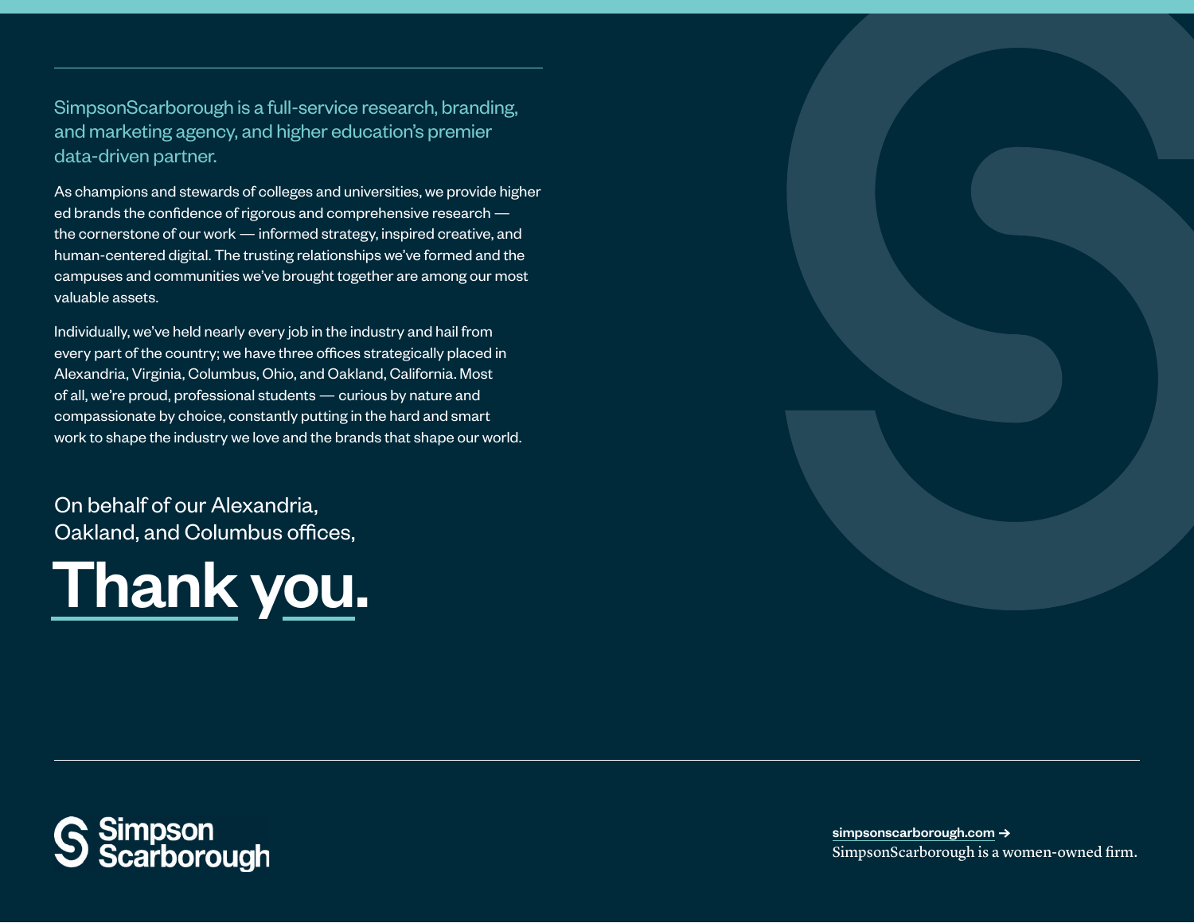SimpsonScarborough is a full-service research, branding, and marketing agency, and higher education's premier data-driven partner.

As champions and stewards of colleges and universities, we provide higher ed brands the confidence of rigorous and comprehensive research — the cornerstone of our work — informed strategy, inspired creative, and human-centered digital. The trusting relationships we've formed and the campuses and communities we've brought together are among our most valuable assets.

Individually, we've held nearly every job in the industry and hail from every part of the country; we have three offices strategically placed in Alexandria, Virginia, Columbus, Ohio, and Oakland, California. Most of all, we're proud, professional students — curious by nature and compassionate by choice, constantly putting in the hard and smart work to shape the industry we love and the brands that shape our world.

On behalf of our Alexandria, Oakland, and Columbus offices,

# Thank you.

Simpson Scarborough

simpsonscarborough.com →

SimpsonScarborough is a women-owned firm.